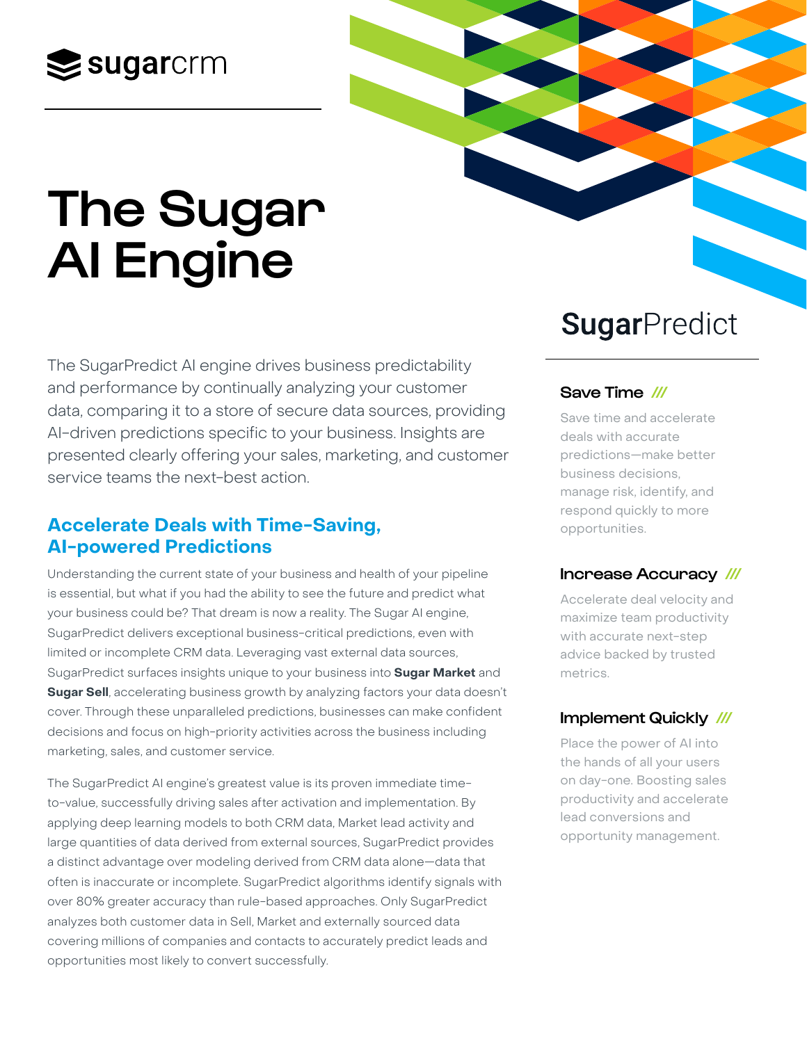**sugarcrm**

# The Sugar AI Engine

The SugarPredict AI engine drives business predictability and performance by continually analyzing your customer data, comparing it to a store of secure data sources, providing AI-driven predictions specific to your business. Insights are presented clearly offering your sales, marketing, and customer service teams the next-best action.

## Accelerate Deals with Time-Saving, AI-powered Predictions

Understanding the current state of your business and health of your pipeline is essential, but what if you had the ability to see the future and predict what your business could be? That dream is now a reality. The Sugar AI engine, SugarPredict delivers exceptional business-critical predictions, even with limited or incomplete CRM data. Leveraging vast external data sources, SugarPredict surfaces insights unique to your business into **Sugar Market** and **Sugar Sell**, accelerating business growth by analyzing factors your data doesn't cover. Through these unparalleled predictions, businesses can make confident decisions and focus on high-priority activities across the business including marketing, sales, and customer service.

The SugarPredict AI engine's greatest value is its proven immediate time-to-value, successfully driving sales after activation and implementation. By applying deep learning models to both CRM data, Market lead activity and large quantities of data derived from external sources, SugarPredict provides a distinct advantage over modeling derived from CRM data alone—data that often is inaccurate or incomplete. SugarPredict algorithms identify signals with over 80% greater accuracy than rule-based approaches. Only SugarPredict analyzes both customer data in Sell, Market and externally sourced data covering millions of companies and contacts to accurately predict leads and opportunities most likely to convert successfully.

## SugarPredict

### Save Time ///

Save time and accelerate deals with accurate predictions—make better business decisions, manage risk, identify, and respond quickly to more opportunities.

### Increase Accuracy ///

Accelerate deal velocity and maximize team productivity with accurate next-step advice backed by trusted metrics.

### Implement Quickly ///

Place the power of AI into the hands of all your users on day-one. Boosting sales productivity and accelerate lead conversions and opportunity management.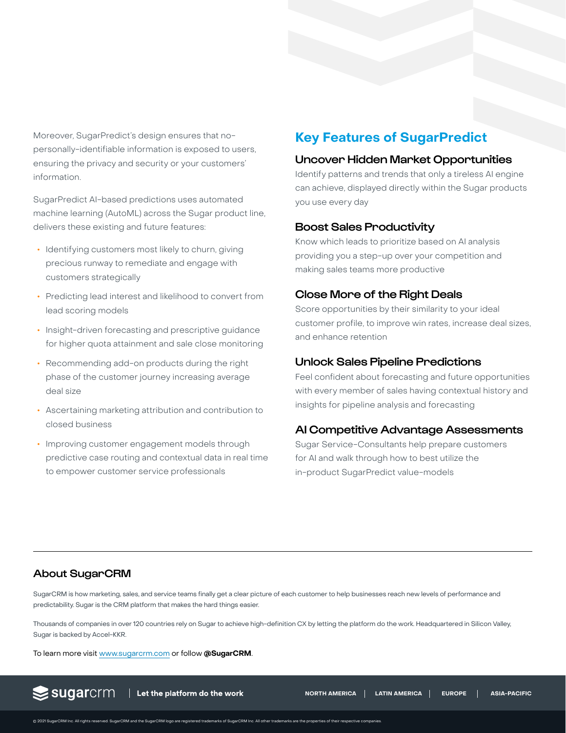Moreover, SugarPredict's design ensures that no-personally-identifiable information is exposed to users, ensuring the privacy and security or your customers' information.

SugarPredict AI-based predictions uses automated machine learning (AutoML) across the Sugar product line, delivers these existing and future features:

- Identifying customers most likely to churn, giving precious runway to remediate and engage with customers strategically
- Predicting lead interest and likelihood to convert from lead scoring models
- Insight-driven forecasting and prescriptive guidance for higher quota attainment and sale close monitoring
- Recommending add-on products during the right phase of the customer journey increasing average deal size
- Ascertaining marketing attribution and contribution to closed business
- Improving customer engagement models through predictive case routing and contextual data in real time to empower customer service professionals

## Key Features of SugarPredict

### Uncover Hidden Market Opportunities

Identify patterns and trends that only a tireless AI engine can achieve, displayed directly within the Sugar products you use every day

### Boost Sales Productivity

Know which leads to prioritize based on AI analysis providing you a step-up over your competition and making sales teams more productive

### Close More of the Right Deals

Score opportunities by their similarity to your ideal customer profile, to improve win rates, increase deal sizes, and enhance retention

### Unlock Sales Pipeline Predictions

Feel confident about forecasting and future opportunities with every member of sales having contextual history and insights for pipeline analysis and forecasting

### AI Competitive Advantage Assessments

Sugar Service-Consultants help prepare customers for AI and walk through how to best utilize the in-product SugarPredict value-models

---

## About SugarCRM

SugarCRM is how marketing, sales, and service teams finally get a clear picture of each customer to help businesses reach new levels of performance and predictability. Sugar is the CRM platform that makes the hard things easier.

Thousands of companies in over 120 countries rely on Sugar to achieve high-definition CX by letting the platform do the work. Headquartered in Silicon Valley, Sugar is backed by Accel-KKR.

To learn more visit [www.sugarcrm.com](http://www.sugarcrm.com) or follow **@SugarCRM**.

sugarcrm | **Let the platform do the work**

**NORTH AMERICA** | **LATIN AMERICA** | **EUROPE** | **ASIA-PACIFIC**

© 2021 SugarCRM Inc. All rights reserved. SugarCRM and the SugarCRM logo are registered trademarks of SugarCRM Inc. All other trademarks are the properties of their respective companies.